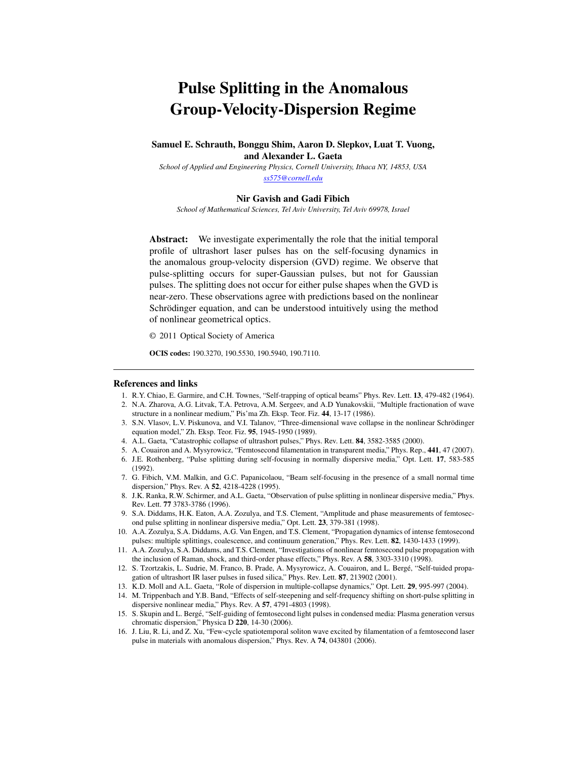# Pulse Splitting in the Anomalous Group-Velocity-Dispersion Regime

**Samuel E. Schrauth, Bonggu Shim, Aaron D. Slepkov, Luat T. Vuong, and Alexander L. Gaeta**

*School of Applied and Engineering Physics, Cornell University, Ithaca NY, 14853, USA*

*ss575@cornell.edu*

**Nir Gavish and Gadi Fibich**

*School of Mathematical Sciences, Tel Aviv University, Tel Aviv 69978, Israel*

**Abstract:** We investigate experimentally the role that the initial temporal profile of ultrashort laser pulses has on the self-focusing dynamics in the anomalous group-velocity dispersion (GVD) regime. We observe that pulse-splitting occurs for super-Gaussian pulses, but not for Gaussian pulses. The splitting does not occur for either pulse shapes when the GVD is near-zero. These observations agree with predictions based on the nonlinear Schrödinger equation, and can be understood intuitively using the method of nonlinear geometrical optics.

© 2011 Optical Society of America

**OCIS codes:** 190.3270, 190.5530, 190.5940, 190.7110.

---

## References and links

1. R.Y. Chiao, E. Garmire, and C.H. Townes, "Self-trapping of optical beams" Phys. Rev. Lett. **13**, 479-482 (1964).
2. N.A. Zharova, A.G. Litvak, T.A. Petrova, A.M. Sergeev, and A.D Yunakovskii, "Multiple fractionation of wave structure in a nonlinear medium," Pis'ma Zh. Eksp. Teor. Fiz. **44**, 13-17 (1986).
3. S.N. Vlasov, L.V. Piskunova, and V.I. Talanov, "Three-dimensional wave collapse in the nonlinear Schrödinger equation model," Zh. Eksp. Teor. Fiz. **95**, 1945-1950 (1989).
4. A.L. Gaeta, "Catastrophic collapse of ultrashort pulses," Phys. Rev. Lett. **84**, 3582-3585 (2000).
5. A. Couairon and A. Mysyrowicz, "Femtosecond filamentation in transparent media," Phys. Rep., **441**, 47 (2007).
6. J.E. Rothenberg, "Pulse splitting during self-focusing in normally dispersive media," Opt. Lett. **17**, 583-585 (1992).
7. G. Fibich, V.M. Malkin, and G.C. Papanicolaou, "Beam self-focusing in the presence of a small normal time dispersion," Phys. Rev. A **52**, 4218-4228 (1995).
8. J.K. Ranka, R.W. Schirmer, and A.L. Gaeta, "Observation of pulse splitting in nonlinear dispersive media," Phys. Rev. Lett. **77** 3783-3786 (1996).
9. S.A. Diddams, H.K. Eaton, A.A. Zozulya, and T.S. Clement, "Amplitude and phase measurements of femtosecond pulse splitting in nonlinear dispersive media," Opt. Lett. **23**, 379-381 (1998).
10. A.A. Zozulya, S.A. Diddams, A.G. Van Engen, and T.S. Clement, "Propagation dynamics of intense femtosecond pulses: multiple splittings, coalescence, and continuum generation," Phys. Rev. Lett. **82**, 1430-1433 (1999).
11. A.A. Zozulya, S.A. Diddams, and T.S. Clement, "Investigations of nonlinear femtosecond pulse propagation with the inclusion of Raman, shock, and third-order phase effects," Phys. Rev. A **58**, 3303-3310 (1998).
12. S. Tzortzakis, L. Sudrie, M. Franco, B. Prade, A. Mysyrowicz, A. Couairon, and L. Bergé, "Self-tuided propagation of ultrashort IR laser pulses in fused silica," Phys. Rev. Lett. **87**, 213902 (2001).
13. K.D. Moll and A.L. Gaeta, "Role of dispersion in multiple-collapse dynamics," Opt. Lett. **29**, 995-997 (2004).
14. M. Trippenbach and Y.B. Band, "Effects of self-steepening and self-frequency shifting on short-pulse splitting in dispersive nonlinear media," Phys. Rev. A **57**, 4791-4803 (1998).
15. S. Skupin and L. Bergé, "Self-guiding of femtosecond light pulses in condensed media: Plasma generation versus chromatic dispersion," Physica D **220**, 14-30 (2006).
16. J. Liu, R. Li, and Z. Xu, "Few-cycle spatiotemporal soliton wave excited by filamentation of a femtosecond laser pulse in materials with anomalous dispersion," Phys. Rev. A **74**, 043801 (2006).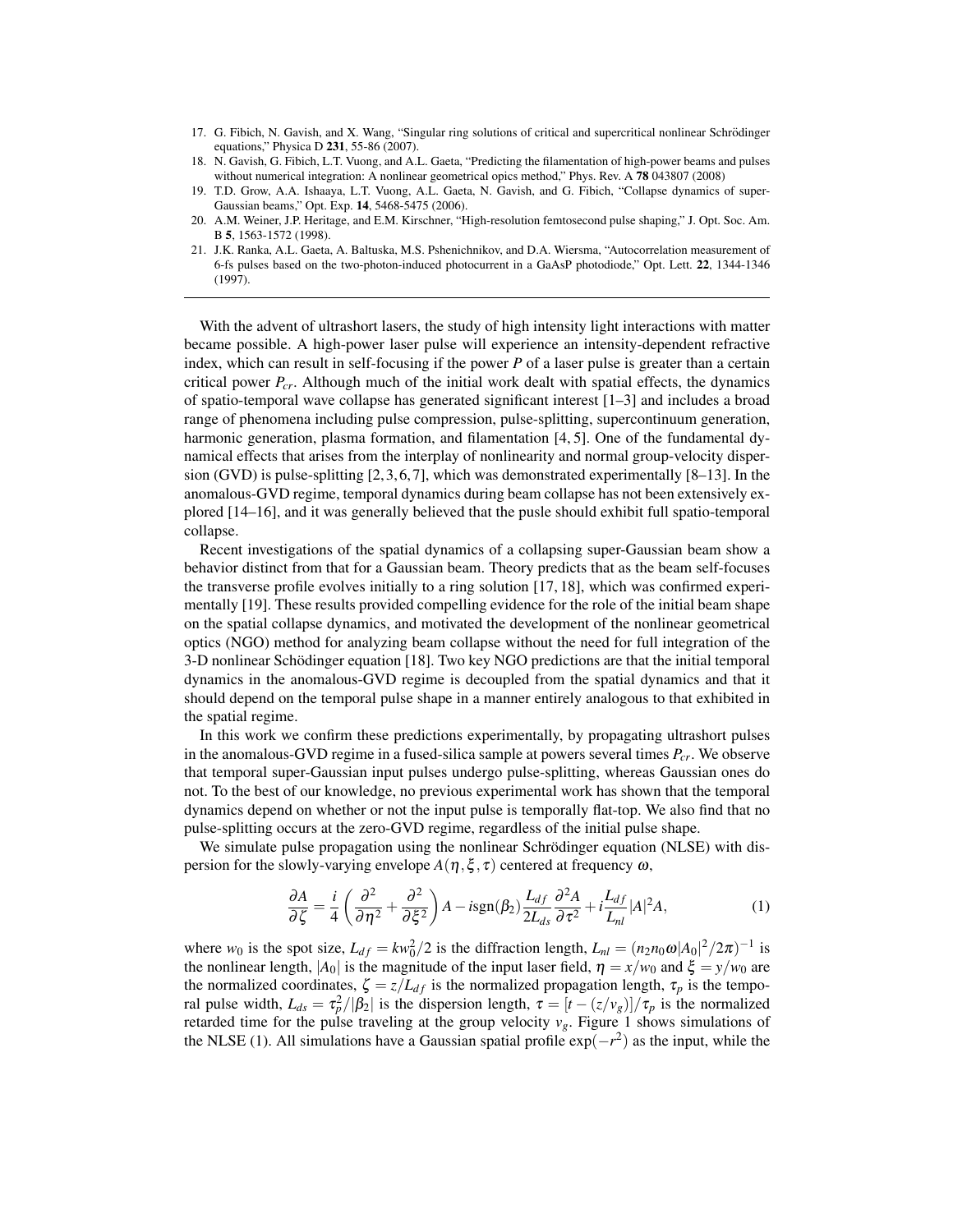17. G. Fibich, N. Gavish, and X. Wang, "Singular ring solutions of critical and supercritical nonlinear Schrödinger equations," Physica D **231**, 55-86 (2007).
18. N. Gavish, G. Fibich, L.T. Vuong, and A.L. Gaeta, "Predicting the filamentation of high-power beams and pulses without numerical integration: A nonlinear geometrical opics method," Phys. Rev. A **78** 043807 (2008)
19. T.D. Grow, A.A. Ishaaya, L.T. Vuong, A.L. Gaeta, N. Gavish, and G. Fibich, "Collapse dynamics of super-Gaussian beams," Opt. Exp. **14**, 5468-5475 (2006).
20. A.M. Weiner, J.P. Heritage, and E.M. Kirschner, "High-resolution femtosecond pulse shaping," J. Opt. Soc. Am. B **5**, 1563-1572 (1998).
21. J.K. Ranka, A.L. Gaeta, A. Baltuska, M.S. Pshenichnikov, and D.A. Wiersma, "Autocorrelation measurement of 6-fs pulses based on the two-photon-induced photocurrent in a GaAsP photodiode," Opt. Lett. **22**, 1344-1346 (1997).

---

With the advent of ultrashort lasers, the study of high intensity light interactions with matter became possible. A high-power laser pulse will experience an intensity-dependent refractive index, which can result in self-focusing if the power $P$ of a laser pulse is greater than a certain critical power $P_{cr}$. Although much of the initial work dealt with spatial effects, the dynamics of spatio-temporal wave collapse has generated significant interest [1–3] and includes a broad range of phenomena including pulse compression, pulse-splitting, supercontinuum generation, harmonic generation, plasma formation, and filamentation [4, 5]. One of the fundamental dynamical effects that arises from the interplay of nonlinearity and normal group-velocity dispersion (GVD) is pulse-splitting [2, 3, 6, 7], which was demonstrated experimentally [8–13]. In the anomalous-GVD regime, temporal dynamics during beam collapse has not been extensively explored [14–16], and it was generally believed that the pusle should exhibit full spatio-temporal collapse.

Recent investigations of the spatial dynamics of a collapsing super-Gaussian beam show a behavior distinct from that for a Gaussian beam. Theory predicts that as the beam self-focuses the transverse profile evolves initially to a ring solution [17, 18], which was confirmed experimentally [19]. These results provided compelling evidence for the role of the initial beam shape on the spatial collapse dynamics, and motivated the development of the nonlinear geometrical optics (NGO) method for analyzing beam collapse without the need for full integration of the 3-D nonlinear Schödinger equation [18]. Two key NGO predictions are that the initial temporal dynamics in the anomalous-GVD regime is decoupled from the spatial dynamics and that it should depend on the temporal pulse shape in a manner entirely analogous to that exhibited in the spatial regime.

In this work we confirm these predictions experimentally, by propagating ultrashort pulses in the anomalous-GVD regime in a fused-silica sample at powers several times $P_{cr}$. We observe that temporal super-Gaussian input pulses undergo pulse-splitting, whereas Gaussian ones do not. To the best of our knowledge, no previous experimental work has shown that the temporal dynamics depend on whether or not the input pulse is temporally flat-top. We also find that no pulse-splitting occurs at the zero-GVD regime, regardless of the initial pulse shape.

We simulate pulse propagation using the nonlinear Schrödinger equation (NLSE) with dispersion for the slowly-varying envelope $A(\eta, \xi, \tau)$ centered at frequency $\omega$,

$$\frac{\partial A}{\partial \zeta} = \frac{i}{4}\left(\frac{\partial^2}{\partial \eta^2} + \frac{\partial^2}{\partial \xi^2}\right) A - i\,\mathrm{sgn}(\beta_2)\frac{L_{df}}{2L_{ds}}\frac{\partial^2 A}{\partial \tau^2} + i\frac{L_{df}}{L_{nl}}|A|^2 A, \tag{1}$$

where $w_0$ is the spot size, $L_{df} = kw_0^2/2$ is the diffraction length, $L_{nl} = (n_2 n_0 \omega |A_0|^2/2\pi)^{-1}$ is the nonlinear length, $|A_0|$ is the magnitude of the input laser field, $\eta = x/w_0$ and $\xi = y/w_0$ are the normalized coordinates, $\zeta = z/L_{df}$ is the normalized propagation length, $\tau_p$ is the temporal pulse width, $L_{ds} = \tau_p^2/|\beta_2|$ is the dispersion length, $\tau = [t - (z/v_g)]/\tau_p$ is the normalized retarded time for the pulse traveling at the group velocity $v_g$. Figure 1 shows simulations of the NLSE (1). All simulations have a Gaussian spatial profile $\exp(-r^2)$ as the input, while the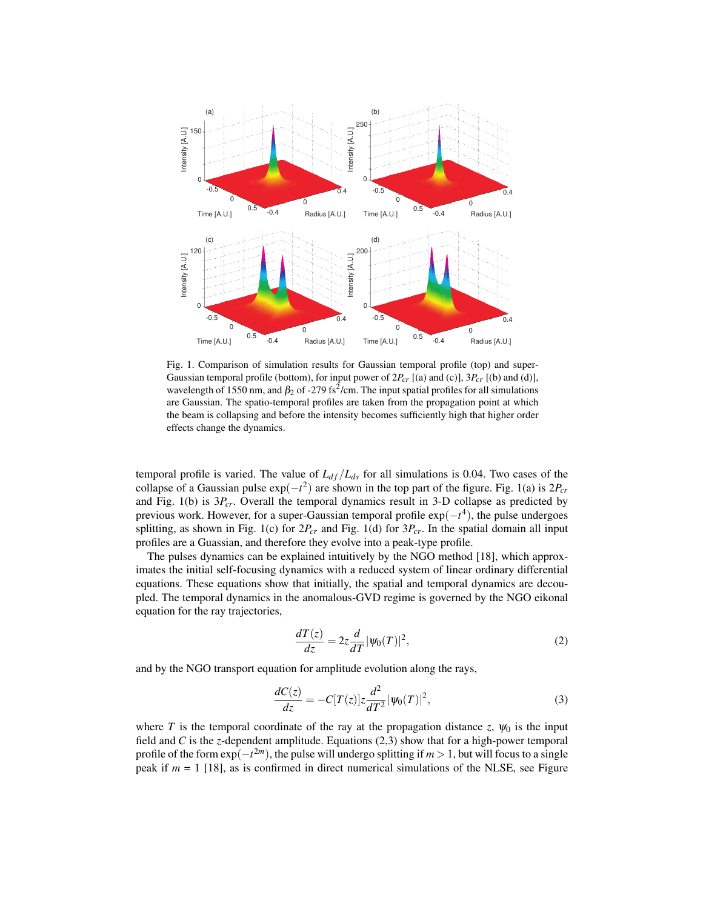Fig. 1. Comparison of simulation results for Gaussian temporal profile (top) and super-Gaussian temporal profile (bottom), for input power of $2P_{cr}$ [(a) and (c)], $3P_{cr}$ [(b) and (d)], wavelength of 1550 nm, and $\beta_2$ of -279 fs$^2$/cm. The input spatial profiles for all simulations are Gaussian. The spatio-temporal profiles are taken from the propagation point at which the beam is collapsing and before the intensity becomes sufficiently high that higher order effects change the dynamics.

temporal profile is varied. The value of $L_{df}/L_{ds}$ for all simulations is 0.04. Two cases of the collapse of a Gaussian pulse $\exp(-t^2)$ are shown in the top part of the figure. Fig. 1(a) is $2P_{cr}$ and Fig. 1(b) is $3P_{cr}$. Overall the temporal dynamics result in 3-D collapse as predicted by previous work. However, for a super-Gaussian temporal profile $\exp(-t^4)$, the pulse undergoes splitting, as shown in Fig. 1(c) for $2P_{cr}$ and Fig. 1(d) for $3P_{cr}$. In the spatial domain all input profiles are a Guassian, and therefore they evolve into a peak-type profile.

The pulses dynamics can be explained intuitively by the NGO method [18], which approximates the initial self-focusing dynamics with a reduced system of linear ordinary differential equations. These equations show that initially, the spatial and temporal dynamics are decoupled. The temporal dynamics in the anomalous-GVD regime is governed by the NGO eikonal equation for the ray trajectories,

$$\frac{dT(z)}{dz} = 2z\frac{d}{dT}|\psi_0(T)|^2, \tag{2}$$

and by the NGO transport equation for amplitude evolution along the rays,

$$\frac{dC(z)}{dz} = -C[T(z)]z\frac{d^2}{dT^2}|\psi_0(T)|^2, \tag{3}$$

where $T$ is the temporal coordinate of the ray at the propagation distance $z$, $\psi_0$ is the input field and $C$ is the $z$-dependent amplitude. Equations (2,3) show that for a high-power temporal profile of the form $\exp(-t^{2m})$, the pulse will undergo splitting if $m > 1$, but will focus to a single peak if $m$ = 1 [18], as is confirmed in direct numerical simulations of the NLSE, see Figure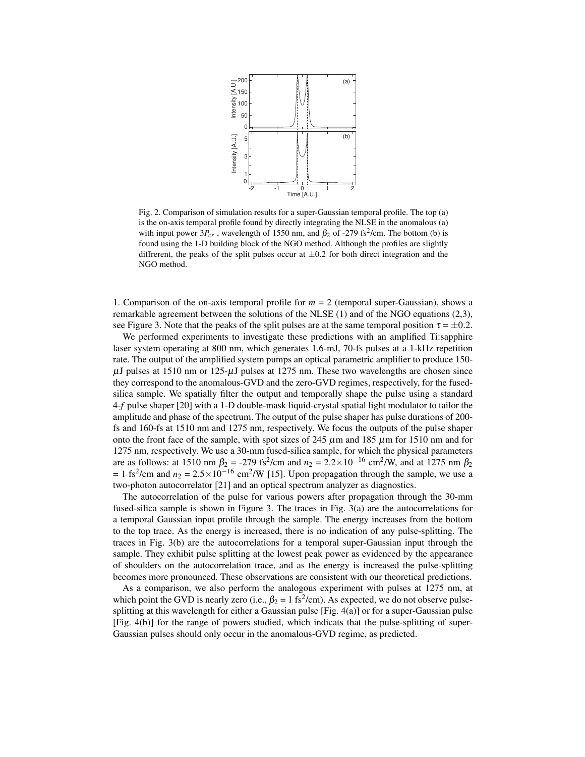Fig. 2. Comparison of simulation results for a super-Gaussian temporal profile. The top (a) is the on-axis temporal profile found by directly integrating the NLSE in the anomalous (a) with input power $3P_{cr}$ , wavelength of 1550 nm, and $\beta_2$ of -279 fs$^2$/cm. The bottom (b) is found using the 1-D building block of the NGO method. Although the profiles are slightly diffrerent, the peaks of the split pulses occur at $\pm 0.2$ for both direct integration and the NGO method.

1. Comparison of the on-axis temporal profile for $m$ = 2 (temporal super-Gaussian), shows a remarkable agreement between the solutions of the NLSE (1) and of the NGO equations (2,3), see Figure 3. Note that the peaks of the split pulses are at the same temporal position $\tau = \pm 0.2$.

We performed experiments to investigate these predictions with an amplified Ti:sapphire laser system operating at 800 nm, which generates 1.6-mJ, 70-fs pulses at a 1-kHz repetition rate. The output of the amplified system pumps an optical parametric amplifier to produce 150-$\mu$J pulses at 1510 nm or 125-$\mu$J pulses at 1275 nm. These two wavelengths are chosen since they correspond to the anomalous-GVD and the zero-GVD regimes, respectively, for the fused-silica sample. We spatially filter the output and temporally shape the pulse using a standard 4-$f$ pulse shaper [20] with a 1-D double-mask liquid-crystal spatial light modulator to tailor the amplitude and phase of the spectrum. The output of the pulse shaper has pulse durations of 200-fs and 160-fs at 1510 nm and 1275 nm, respectively. We focus the outputs of the pulse shaper onto the front face of the sample, with spot sizes of 245 $\mu$m and 185 $\mu$m for 1510 nm and for 1275 nm, respectively. We use a 30-mm fused-silica sample, for which the physical parameters are as follows: at 1510 nm $\beta_2$ = -279 fs$^2$/cm and $n_2 = 2.2\times10^{-16}$ cm$^2$/W, and at 1275 nm $\beta_2$ = 1 fs$^2$/cm and $n_2 = 2.5\times10^{-16}$ cm$^2$/W [15]. Upon propagation through the sample, we use a two-photon autocorrelator [21] and an optical spectrum analyzer as diagnostics.

The autocorrelation of the pulse for various powers after propagation through the 30-mm fused-silica sample is shown in Figure 3. The traces in Fig. 3(a) are the autocorrelations for a temporal Gaussian input profile through the sample. The energy increases from the bottom to the top trace. As the energy is increased, there is no indication of any pulse-splitting. The traces in Fig. 3(b) are the autocorrelations for a temporal super-Gaussian input through the sample. They exhibit pulse splitting at the lowest peak power as evidenced by the appearance of shoulders on the autocorrelation trace, and as the energy is increased the pulse-splitting becomes more pronounced. These observations are consistent with our theoretical predictions.

As a comparison, we also perform the analogous experiment with pulses at 1275 nm, at which point the GVD is nearly zero (i.e., $\beta_2$ = 1 fs$^2$/cm). As expected, we do not observe pulse-splitting at this wavelength for either a Gaussian pulse [Fig. 4(a)] or for a super-Gaussian pulse [Fig. 4(b)] for the range of powers studied, which indicats that the pulse-splitting of super-Gaussian pulses should only occur in the anomalous-GVD regime, as predicted.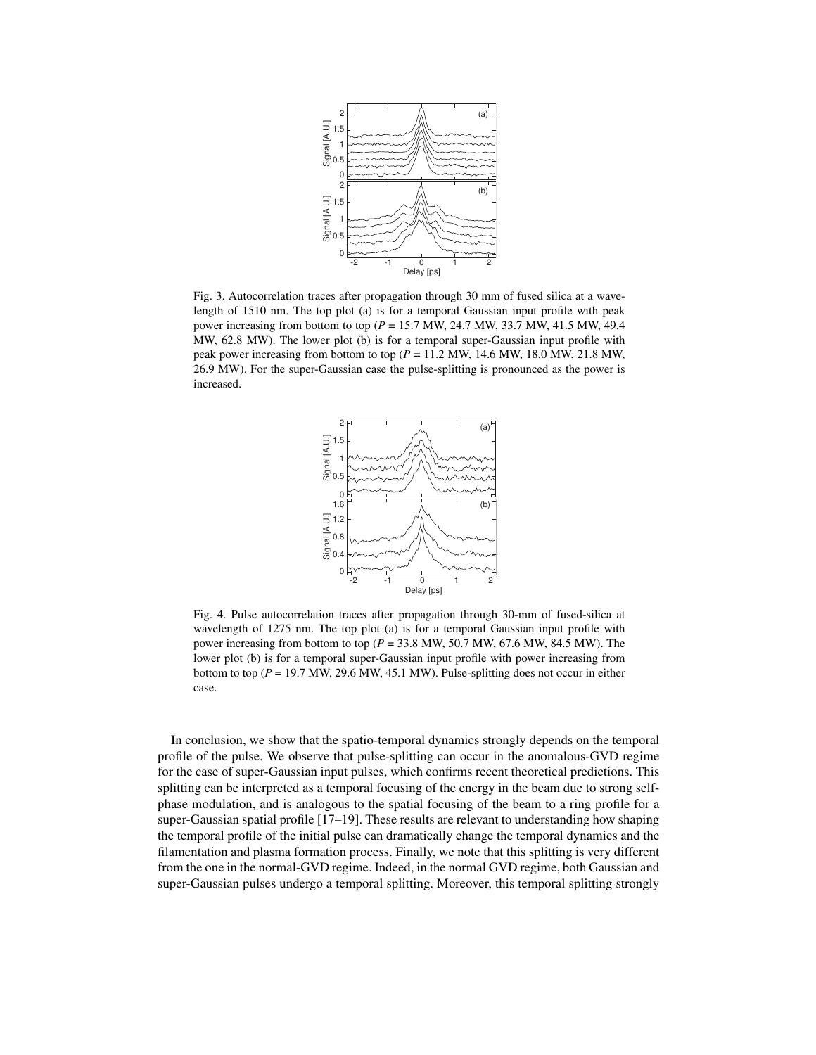Fig. 3. Autocorrelation traces after propagation through 30 mm of fused silica at a wavelength of 1510 nm. The top plot (a) is for a temporal Gaussian input profile with peak power increasing from bottom to top ($P$ = 15.7 MW, 24.7 MW, 33.7 MW, 41.5 MW, 49.4 MW, 62.8 MW). The lower plot (b) is for a temporal super-Gaussian input profile with peak power increasing from bottom to top ($P$ = 11.2 MW, 14.6 MW, 18.0 MW, 21.8 MW, 26.9 MW). For the super-Gaussian case the pulse-splitting is pronounced as the power is increased.

Fig. 4. Pulse autocorrelation traces after propagation through 30-mm of fused-silica at wavelength of 1275 nm. The top plot (a) is for a temporal Gaussian input profile with power increasing from bottom to top ($P$ = 33.8 MW, 50.7 MW, 67.6 MW, 84.5 MW). The lower plot (b) is for a temporal super-Gaussian input profile with power increasing from bottom to top ($P$ = 19.7 MW, 29.6 MW, 45.1 MW). Pulse-splitting does not occur in either case.

In conclusion, we show that the spatio-temporal dynamics strongly depends on the temporal profile of the pulse. We observe that pulse-splitting can occur in the anomalous-GVD regime for the case of super-Gaussian input pulses, which confirms recent theoretical predictions. This splitting can be interpreted as a temporal focusing of the energy in the beam due to strong self-phase modulation, and is analogous to the spatial focusing of the beam to a ring profile for a super-Gaussian spatial profile [17–19]. These results are relevant to understanding how shaping the temporal profile of the initial pulse can dramatically change the temporal dynamics and the filamentation and plasma formation process. Finally, we note that this splitting is very different from the one in the normal-GVD regime. Indeed, in the normal GVD regime, both Gaussian and super-Gaussian pulses undergo a temporal splitting. Moreover, this temporal splitting strongly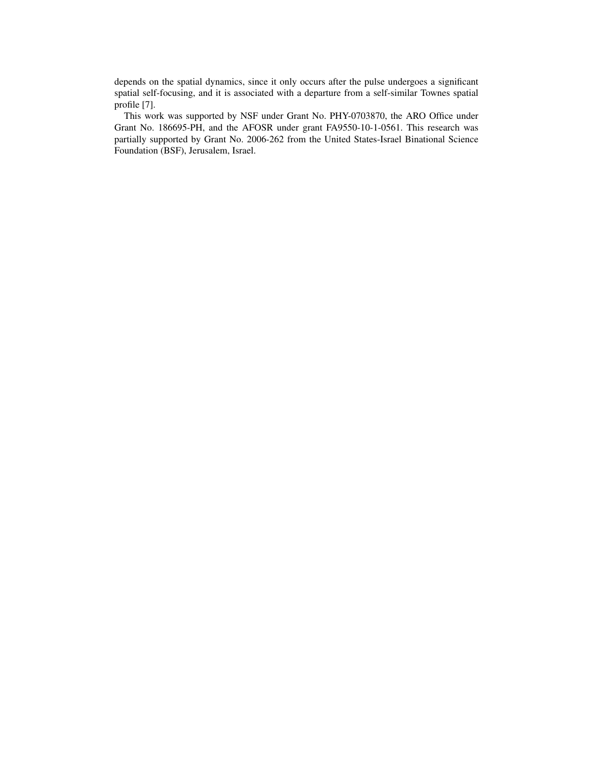depends on the spatial dynamics, since it only occurs after the pulse undergoes a significant spatial self-focusing, and it is associated with a departure from a self-similar Townes spatial profile [7].

This work was supported by NSF under Grant No. PHY-0703870, the ARO Office under Grant No. 186695-PH, and the AFOSR under grant FA9550-10-1-0561. This research was partially supported by Grant No. 2006-262 from the United States-Israel Binational Science Foundation (BSF), Jerusalem, Israel.